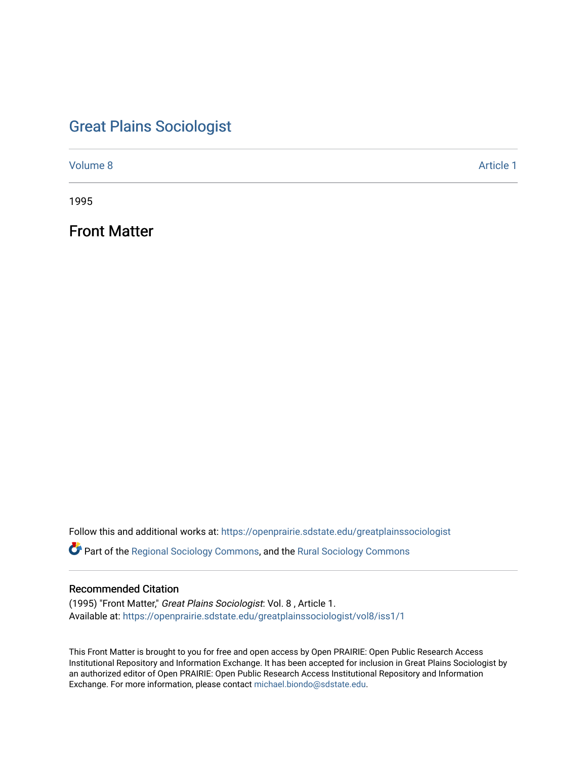# Great Plains Sociologist

Volume 8 | Article 1

1995

## Front Matter

Follow this and additional works at: https://openprairie.sdstate.edu/greatplainssociologist

Part of the Regional Sociology Commons, and the Rural Sociology Commons

### Recommended Citation

(1995) "Front Matter," *Great Plains Sociologist*: Vol. 8 , Article 1.
Available at: https://openprairie.sdstate.edu/greatplainssociologist/vol8/iss1/1

This Front Matter is brought to you for free and open access by Open PRAIRIE: Open Public Research Access Institutional Repository and Information Exchange. It has been accepted for inclusion in Great Plains Sociologist by an authorized editor of Open PRAIRIE: Open Public Research Access Institutional Repository and Information Exchange. For more information, please contact michael.biondo@sdstate.edu.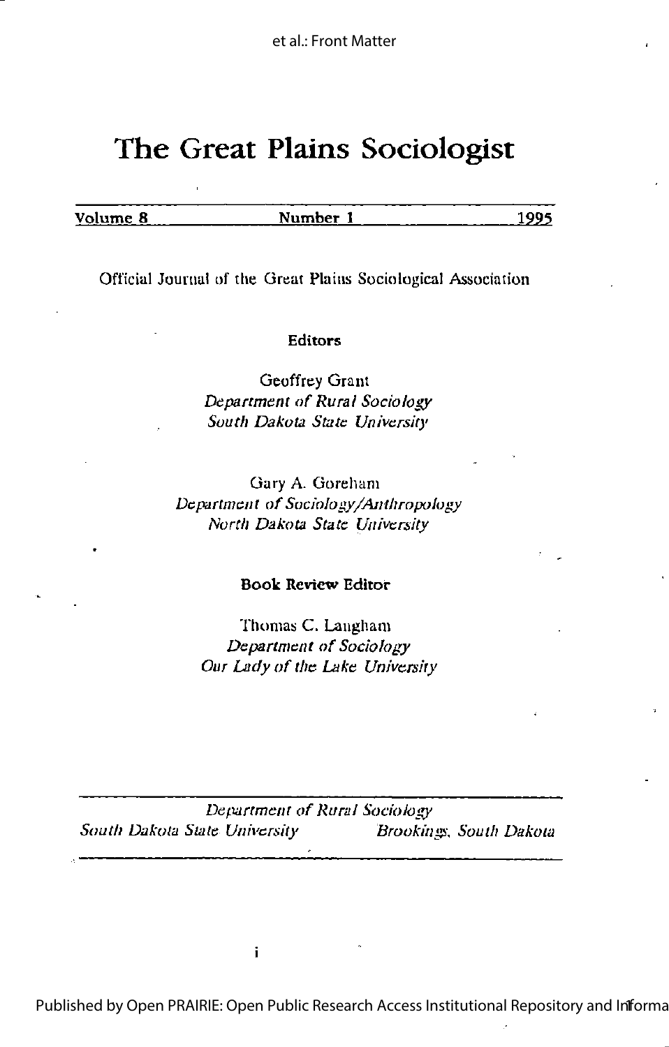# The Great Plains Sociologist

Volume 8 | Number 1 | 1995

Official Journal of the Great Plains Sociological Association

**Editors**

Geoffrey Grant
*Department of Rural Sociology*
*South Dakota State University*

Gary A. Goreham
*Department of Sociology/Anthropology*
*North Dakota State University*

**Book Review Editor**

Thomas C. Langham
*Department of Sociology*
*Our Lady of the Lake University*

*Department of Rural Sociology*
*South Dakota State University* — *Brookings, South Dakota*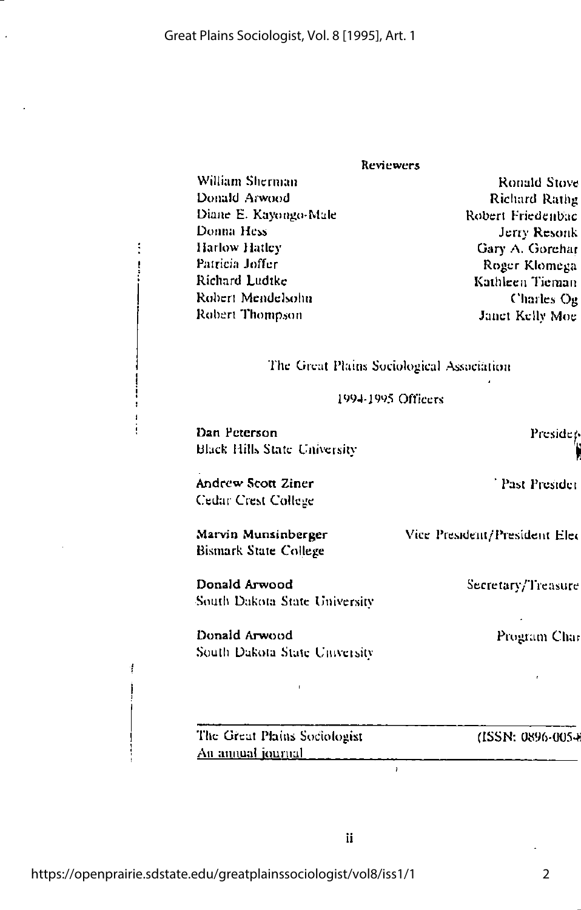## Reviewers

| | |
|---|---|
| William Sherman | Ronald Stove |
| Donald Arwood | Richard Rathg |
| Diane E. Kayongo-Male | Robert Friedenbac |
| Donna Hess | Jerry Resonk |
| Harlow Hatley | Gary A. Gorehar |
| Patricia Joffer | Roger Klomega |
| Richard Ludtke | Kathleen Tieman |
| Robert Mendelsohn | Charles Og |
| Robert Thompson | Janet Kelly Moe |

## The Great Plains Sociological Association

### 1994-1995 Officers

**Dan Peterson** — President
Black Hills State University

**Andrew Scott Ziner** — Past Presider
Cedar Crest College

**Marvin Munsinberger** — Vice President/President Elec
Bismark State College

**Donald Arwood** — Secretary/Treasure
South Dakota State University

**Donald Arwood** — Program Chai
South Dakota State University

---

The Great Plains Sociologist (ISSN: 0896-005-
An annual journal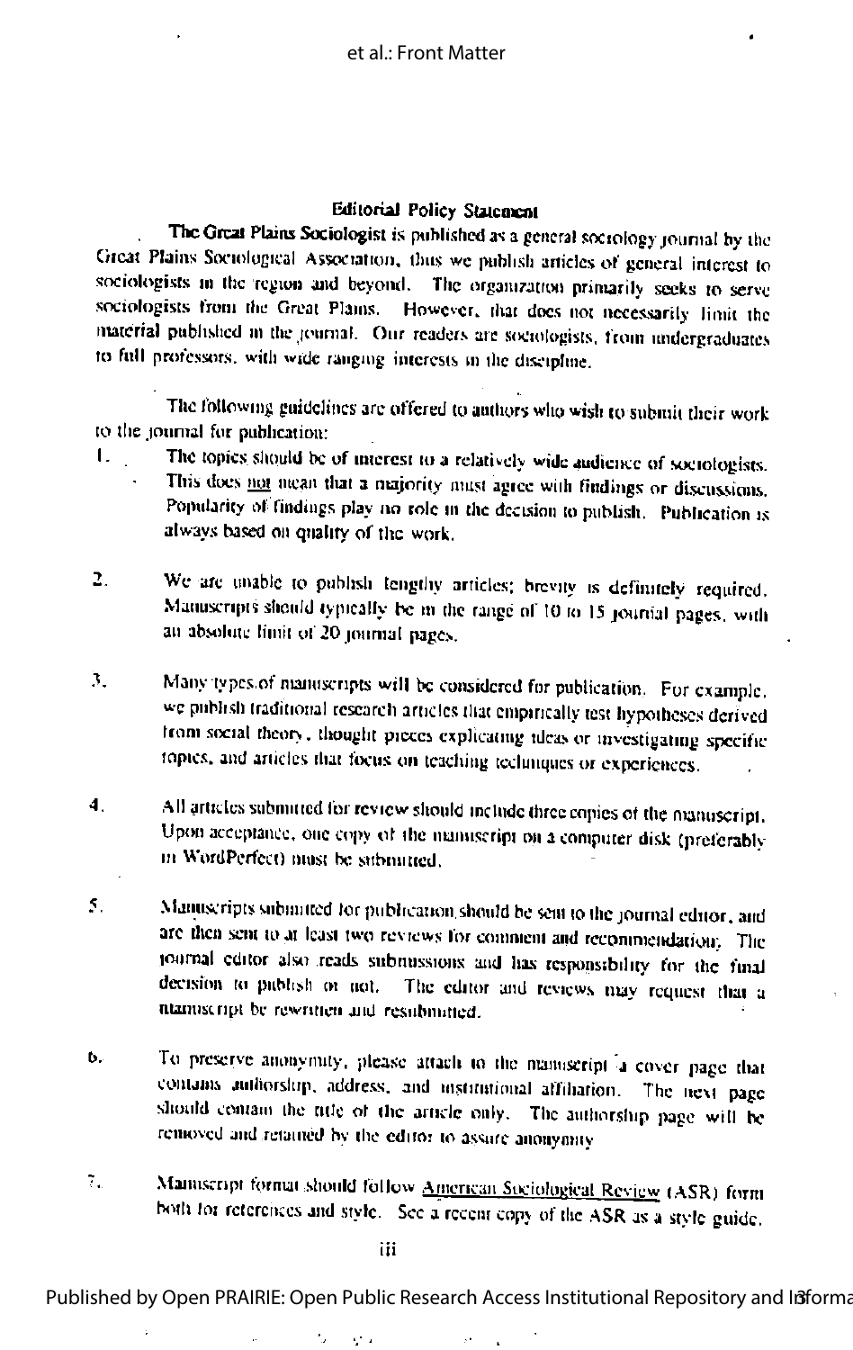## Editorial Policy Statement

**The Great Plains Sociologist** is published as a general sociology journal by the Great Plains Sociological Association, thus we publish articles of general interest to sociologists in the region and beyond. The organization primarily seeks to serve sociologists from the Great Plains. However, that does not necessarily limit the material published in the journal. Our readers are sociologists, from undergraduates to full professors, with wide ranging interests in the discipline.

The following guidelines are offered to authors who wish to submit their work to the journal for publication:

1. The topics should be of interest to a relatively wide audience of sociologists. This does not mean that a majority must agree with findings or discussions. Popularity of findings play no role in the decision to publish. Publication is always based on quality of the work.

2. We are unable to publish lengthy articles; brevity is definitely required. Manuscripts should typically be in the range of 10 to 15 journal pages, with an absolute limit of 20 journal pages.

3. Many types of manuscripts will be considered for publication. For example, we publish traditional research articles that empirically test hypotheses derived from social theory, thought pieces explicating ideas or investigating specific topics, and articles that focus on teaching techniques or experiences.

4. All articles submitted for review should include three copies of the manuscript. Upon acceptance, one copy of the manuscript on a computer disk (preferably in WordPerfect) must be submitted.

5. Manuscripts submitted for publication should be sent to the journal editor, and are then sent to at least two reviews for comment and recommendation. The journal editor also reads submissions and has responsibility for the final decision to publish or not. The editor and reviews may request that a manuscript be rewritten and resubmitted.

6. To preserve anonymity, please attach to the manuscript a cover page that contains authorship, address, and institutional affiliation. The next page should contain the title of the article only. The authorship page will be removed and retained by the editor to assure anonymity

7. Manuscript format should follow American Sociological Review (ASR) form both for references and style. See a recent copy of the ASR as a style guide.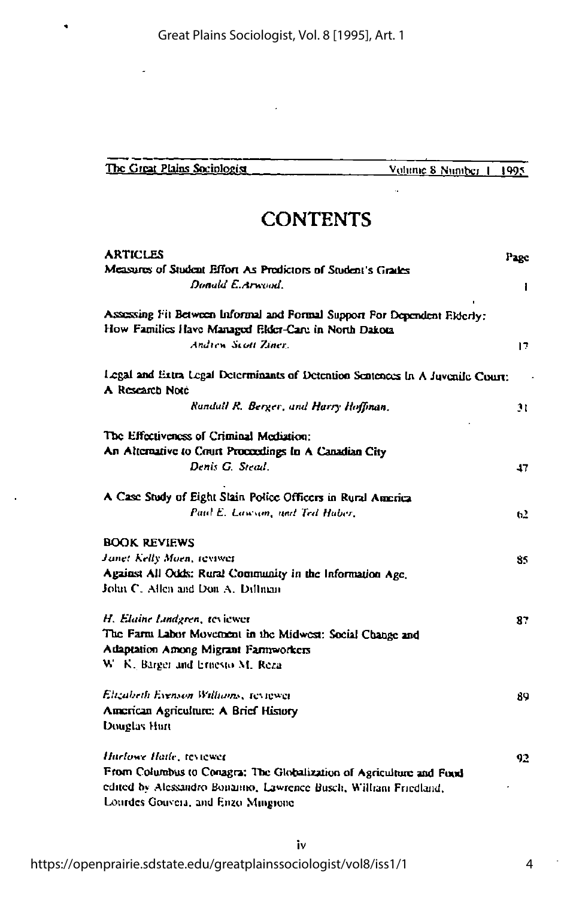The Great Plains Sociologist — Volume 8 Number 1 1995

# CONTENTS

**ARTICLES** — Page

Measures of Student Effort As Predictors of Student's Grades
*Donald E. Arwood.* — 1

Assessing Fit Between Informal and Formal Support For Dependent Elderly: How Families Have Managed Elder-Care in North Dakota
*Andrew Scott Ziner.* — 17

Legal and Extra Legal Determinants of Detention Sentences In A Juvenile Court: A Research Note
*Randall R. Berger, and Harry Hoffman.* — 31

The Effectiveness of Criminal Mediation: An Alternative to Court Proceedings In A Canadian City
*Denis G. Steal.* — 47

A Case Study of Eight Slain Police Officers in Rural America
*Paul E. Lawson, and Ted Huber.* — 62

**BOOK REVIEWS**

*Janet Kelly Moen*, reviewer — 85
Against All Odds: Rural Community in the Information Age.
John C. Allen and Don A. Dillman

*H. Elaine Lindgren*, reviewer — 87
The Farm Labor Movement in the Midwest: Social Change and Adaptation Among Migrant Farmworkers
W. K. Barger and Ernesto M. Reza

*Elizabeth Evenson Williams*, reviewer — 89
American Agriculture: A Brief History
Douglas Hurt

*Harlowe Hatle*, reviewer — 92
From Columbus to Conagra: The Globalization of Agriculture and Food
edited by Alessandro Bonanno, Lawrence Busch, William Friedland, Lourdes Gouveia, and Enzo Mingione

iv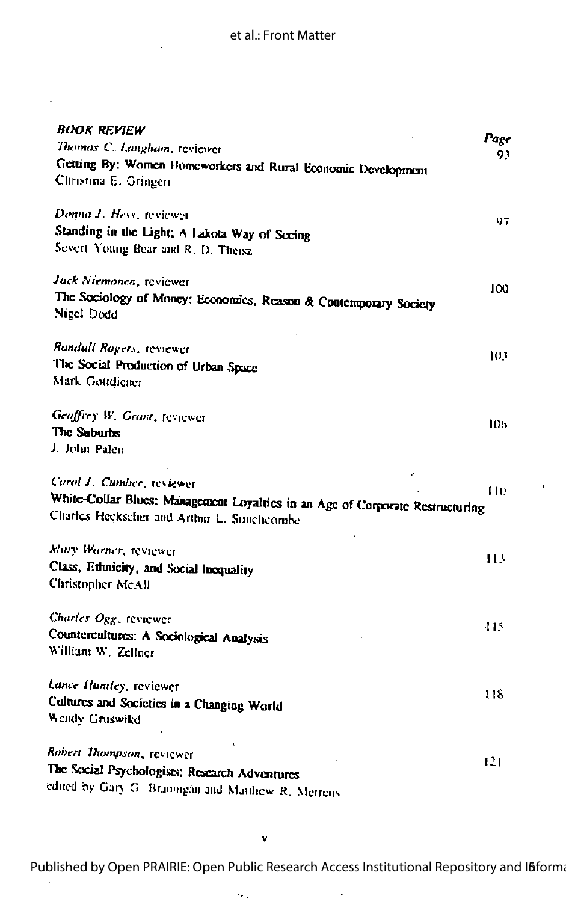***BOOK REVIEW***

*Page*

*Thomas C. Langham*, reviewer — 93
Getting By: Women Homeworkers and Rural Economic Development
Christina E. Gringeri

*Donna J. Hess*, reviewer — 97
Standing in the Light: A Lakota Way of Seeing
Severt Young Bear and R. D. Theisz

*Jack Niemonen*, reviewer — 100
The Sociology of Money: Economics, Reason & Contemporary Society
Nigel Dodd

*Randall Rogers*, reviewer — 103
The Social Production of Urban Space
Mark Gottdiener

*Geoffrey W. Grant*, reviewer — 106
The Suburbs
J. John Palen

*Carol J. Cumber*, reviewer — 110
White-Collar Blues: Management Loyalties in an Age of Corporate Restructuring
Charles Heckscher and Arthur L. Stinchcombe

*Mary Warner*, reviewer — 113
Class, Ethnicity, and Social Inequality
Christopher McAll

*Charles Ogg*, reviewer — 115
Countercultures: A Sociological Analysis
William W. Zellner

*Lance Huntley*, reviewer — 118
Cultures and Societies in a Changing World
Wendy Griswold

*Robert Thompson*, reviewer — 121
The Social Psychologists: Research Adventures
edited by Gary G. Brannigan and Matthew R. Merrens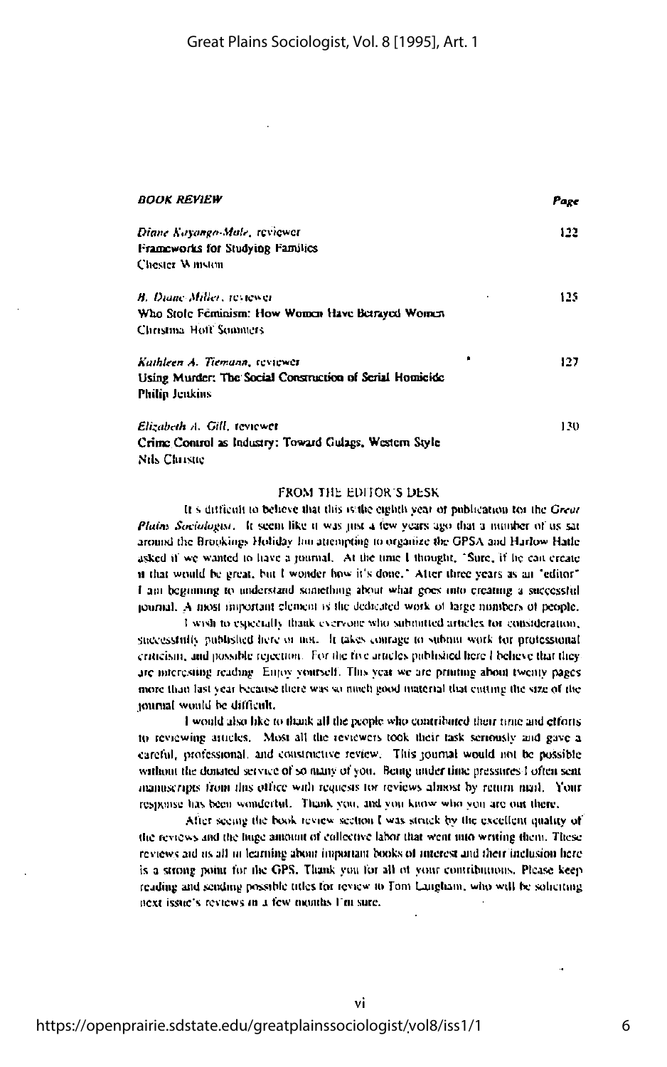| *BOOK REVIEW* | *Page* |
|---|---|
| *Diane Kayongo-Male*, reviewer<br>Frameworks for Studying Families<br>Chester Winston | 122 |
| *B. Diane Miller*, reviewer<br>Who Stole Feminism: How Women Have Betrayed Women<br>Christina Hoff Sommers | 125 |
| *Kathleen A. Tiemann*, reviewer<br>Using Murder: The Social Construction of Serial Homicide<br>Philip Jenkins | 127 |
| *Elizabeth A. Gill*, reviewer<br>Crime Control as Industry: Toward Gulags, Western Style<br>Nils Christie | 130 |

## FROM THE EDITOR'S DESK

It's difficult to believe that this is the eighth year of publication for the *Great Plains Sociologist*. It seem like it was just a few years ago that a number of us sat around the Brookings Holiday Inn attempting to organize the GPSA and Harlow Hatle asked if we wanted to have a journal. At the time I thought, "Sure, if he can create it that would be great, but I wonder how it's done." After three years as an "editor" I am beginning to understand something about what goes into creating a successful journal. A most important element is the dedicated work of large numbers of people.

I wish to especially thank everyone who submitted articles for consideration, successfully published here or not. It takes courage to submit work for professional criticism, and possible rejection. For the five articles published here I believe that they are interesting reading. Enjoy yourself. This year we are printing about twenty pages more than last year because there was so much good material that cutting the size of the journal would be difficult.

I would also like to thank all the people who contributed their time and efforts to reviewing articles. Most all the reviewers took their task seriously and gave a careful, professional, and constructive review. This journal would not be possible without the donated service of so many of you. Being under time pressures I often sent manuscripts from this office with requests for reviews almost by return mail. Your response has been wonderful. Thank you, and you know who you are out there.

After seeing the book review section I was struck by the excellent quality of the reviews and the huge amount of collective labor that went into writing them. These reviews aid us all in learning about important books of interest and their inclusion here is a strong point for the GPS. Thank you for all of your contributions. Please keep reading and sending possible titles for review to Tom Langham, who will be soliciting next issue's reviews in a few months I'm sure.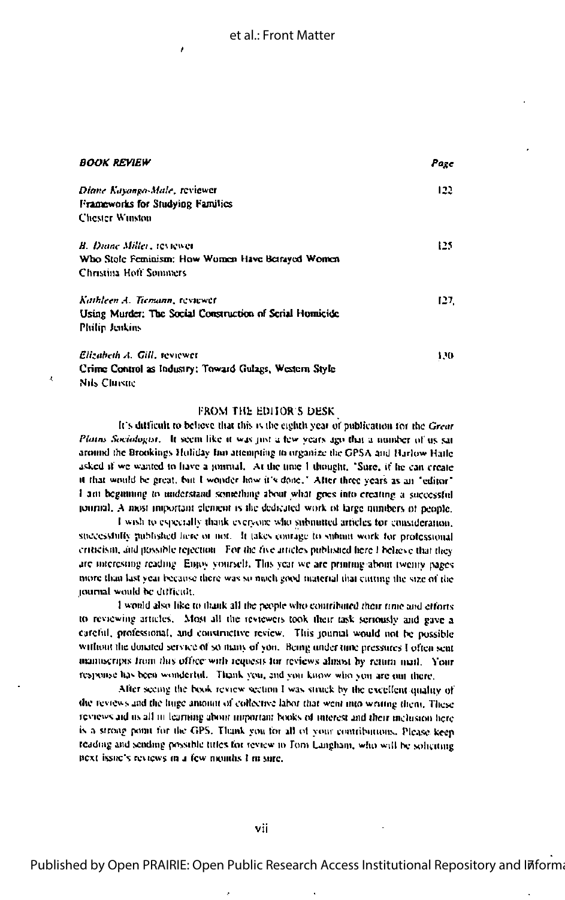| BOOK REVIEW | Page |
|---|---|
| *Diane Kayongo-Male*, reviewer<br>Frameworks for Studying Families<br>Chester Winston | 122 |
| *B. Diane Miller*, reviewer<br>Who Stole Feminism: How Women Have Betrayed Women<br>Christina Hoff Sommers | 125 |
| *Kathleen A. Tiemann*, reviewer<br>Using Murder: The Social Construction of Serial Homicide<br>Philip Jenkins | 127 |
| *Elizabeth A. Gill*, reviewer<br>Crime Control as Industry: Toward Gulags, Western Style<br>Nils Christie | 130 |

## FROM THE EDITOR'S DESK

It's difficult to believe that this is the eighth year of publication for the *Great Plains Sociologist*. It seem like it was just a few years ago that a number of us sat around the Brookings Holiday Inn attempting to organize the GPSA and Harlow Hatle asked if we wanted to have a journal. At the time I thought, "Sure, if he can create it that would be great, but I wonder how it's done." After three years as an "editor" I am beginning to understand something about what goes into creating a successful journal. A most important element is the dedicated work of large numbers of people.

I wish to especially thank everyone who submitted articles for consideration, successfully published here or not. It takes courage to submit work for professional criticism, and possible rejection. For the five articles published here I believe that they are interesting reading. Enjoy yourself. This year we are printing about twenty pages more than last year because there was so much good material that cutting the size of the journal would be difficult.

I would also like to thank all the people who contributed their time and efforts to reviewing articles. Most all the reviewers took their task seriously and gave a careful, professional, and constructive review. This journal would not be possible without the donated service of so many of you. Being under time pressures I often sent manuscripts from this office with requests for reviews almost by return mail. Your response has been wonderful. Thank you, and you know who you are out there.

After seeing the book review section I was struck by the excellent quality of the reviews and the huge amount of collective labor that went into writing them. These reviews aid us all in learning about important books of interest and their inclusion here is a strong point for the GPS. Thank you for all of your contributions. Please keep reading and sending possible titles for review to Tom Langham, who will be soliciting next issue's reviews in a few months I'm sure.